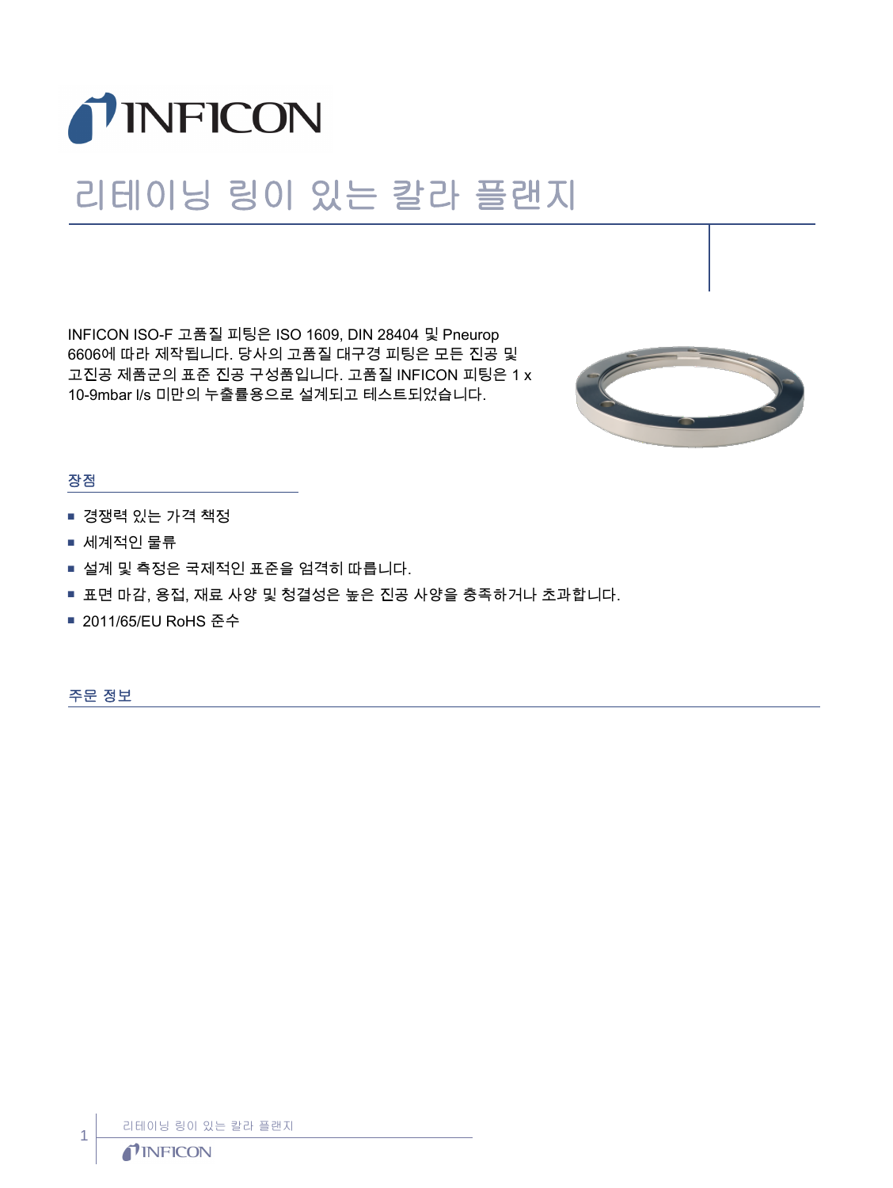# 리테이닝 링이 있는 칼라 플랜지

INFICON ISO-F 고품질 피팅은 ISO 1609, DIN 28404 및 Pneurop 6606에 따라 제작됩니다. 당사의 고품질 대구경 피팅은 모든 진공 및 고진공 제품군의 표준 진공 구성품입니다. 고품질 INFICON 피팅은 1 x 10-9mbar l/s 미만의 누출률용으로 설계되고 테스트되었습니다.

## 장점

- 경쟁력 있는 가격 책정
- 세계적인 물류
- 설계 및 측정은 국제적인 표준을 엄격히 따릅니다.
- 표면 마감, 용접, 재료 사양 및 청결성은 높은 진공 사양을 충족하거나 초과합니다.
- 2011/65/EU RoHS 준수

## 주문 정보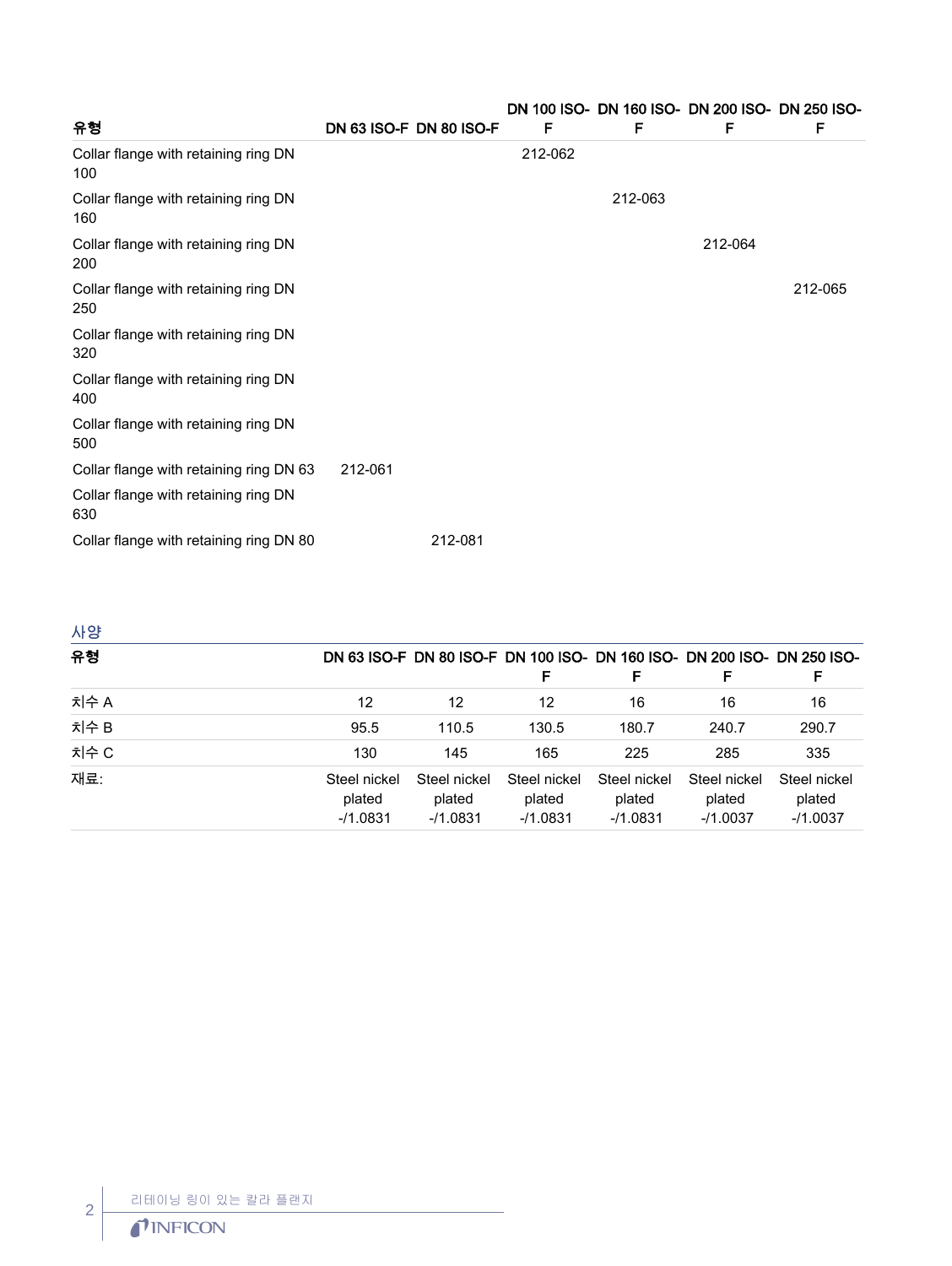| 유형 | DN 63 ISO-F | DN 80 ISO-F | DN 100 ISO-F | DN 160 ISO-F | DN 200 ISO-F | DN 250 ISO-F |
|---|---|---|---|---|---|---|
| Collar flange with retaining ring DN 100 | | | 212-062 | | | |
| Collar flange with retaining ring DN 160 | | | | 212-063 | | |
| Collar flange with retaining ring DN 200 | | | | | 212-064 | |
| Collar flange with retaining ring DN 250 | | | | | | 212-065 |
| Collar flange with retaining ring DN 320 | | | | | | |
| Collar flange with retaining ring DN 400 | | | | | | |
| Collar flange with retaining ring DN 500 | | | | | | |
| Collar flange with retaining ring DN 63 | 212-061 | | | | | |
| Collar flange with retaining ring DN 630 | | | | | | |
| Collar flange with retaining ring DN 80 | | 212-081 | | | | |

## 사양

| 유형 | DN 63 ISO-F | DN 80 ISO-F | DN 100 ISO-F | DN 160 ISO-F | DN 200 ISO-F | DN 250 ISO-F |
|---|---|---|---|---|---|---|
| 치수 A | 12 | 12 | 12 | 16 | 16 | 16 |
| 치수 B | 95.5 | 110.5 | 130.5 | 180.7 | 240.7 | 290.7 |
| 치수 C | 130 | 145 | 165 | 225 | 285 | 335 |
| 재료: | Steel nickel plated -/1.0831 | Steel nickel plated -/1.0831 | Steel nickel plated -/1.0831 | Steel nickel plated -/1.0831 | Steel nickel plated -/1.0037 | Steel nickel plated -/1.0037 |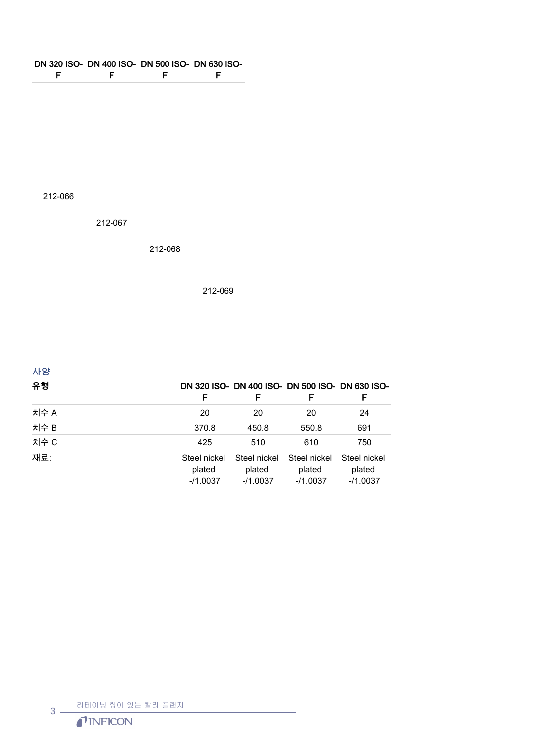| DN 320 ISO-F | DN 400 ISO-F | DN 500 ISO-F | DN 630 ISO-F |
|---|---|---|---|
| 212-066 | | | |
| | 212-067 | | |
| | | 212-068 | |
| | | | 212-069 |

## 사양

| 유형 | DN 320 ISO-F | DN 400 ISO-F | DN 500 ISO-F | DN 630 ISO-F |
|---|---|---|---|---|
| 치수 A | 20 | 20 | 20 | 24 |
| 치수 B | 370.8 | 450.8 | 550.8 | 691 |
| 치수 C | 425 | 510 | 610 | 750 |
| 재료: | Steel nickel plated -/1.0037 | Steel nickel plated -/1.0037 | Steel nickel plated -/1.0037 | Steel nickel plated -/1.0037 |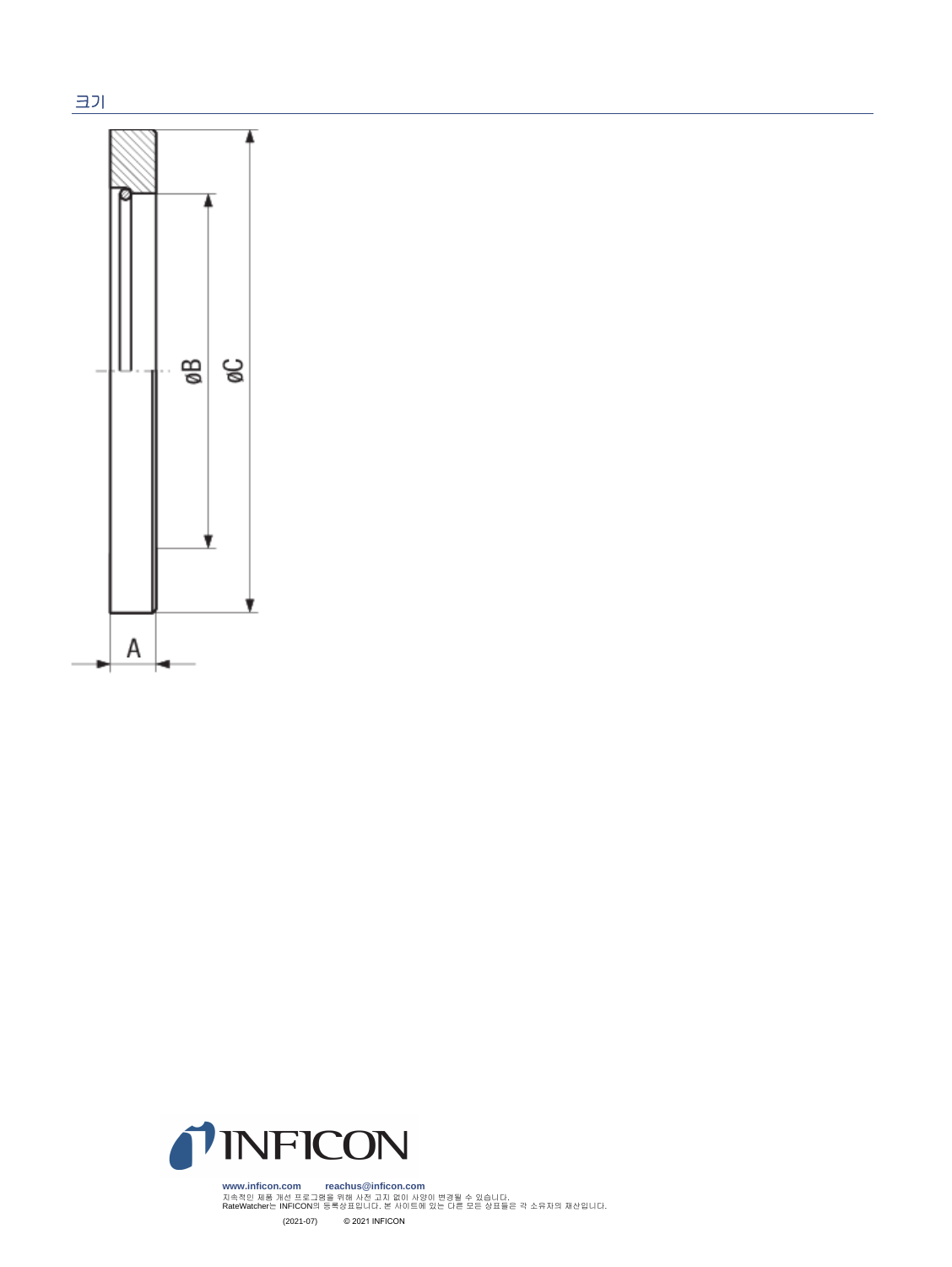## 크기

øB

øC

A

www.inficon.com reachus@inficon.com

지속적인 제품 개선 프로그램을 위해 사전 고지 없이 사양이 변경될 수 있습니다.
RateWatcher는 INFICON의 등록상표입니다. 본 사이트에 있는 다른 모든 상표들은 각 소유자의 재산입니다.

(2021-07) © 2021 INFICON